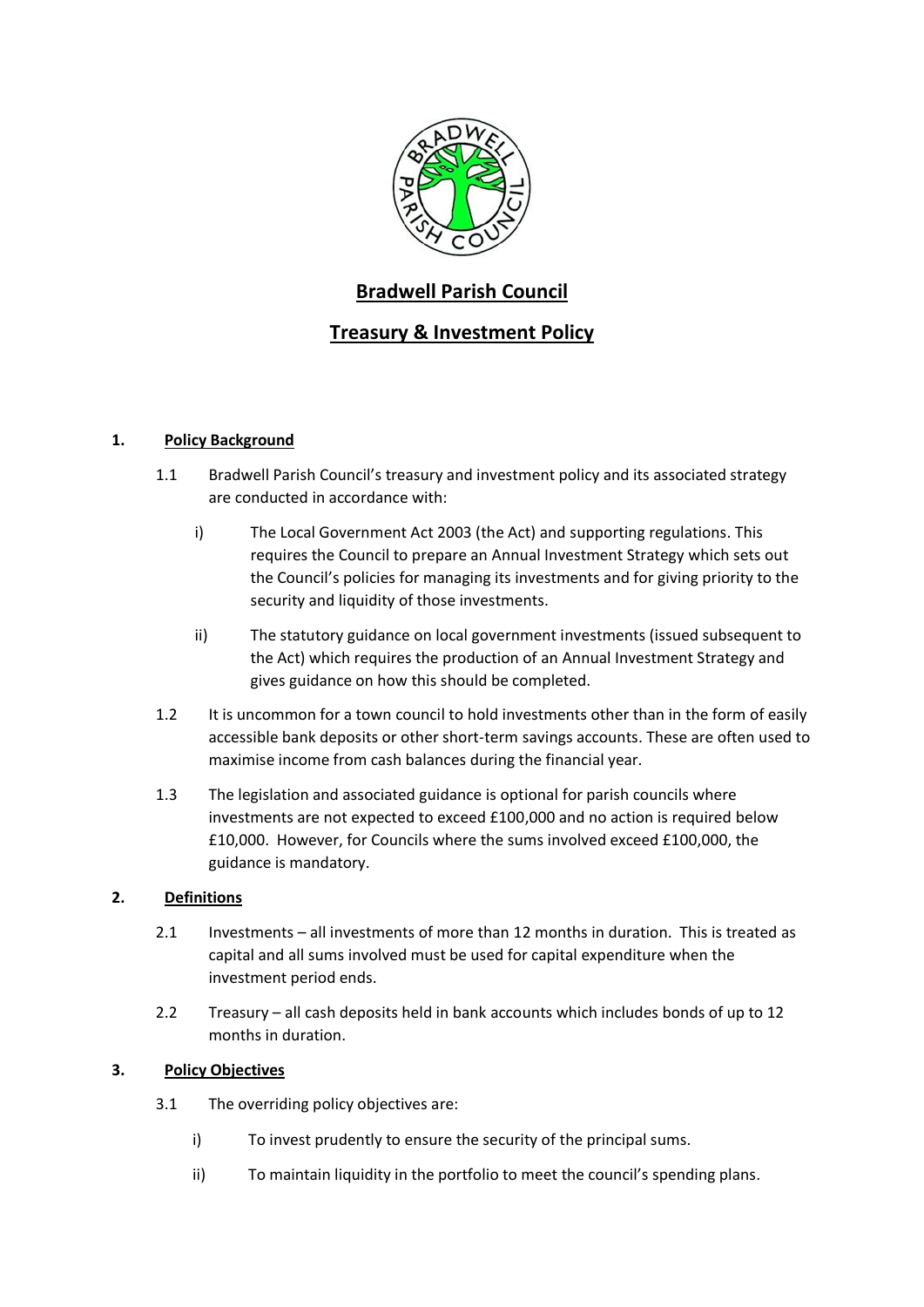# Bradwell Parish Council

## Treasury & Investment Policy

### 1. Policy Background

1.1 Bradwell Parish Council's treasury and investment policy and its associated strategy are conducted in accordance with:

i) The Local Government Act 2003 (the Act) and supporting regulations. This requires the Council to prepare an Annual Investment Strategy which sets out the Council's policies for managing its investments and for giving priority to the security and liquidity of those investments.

ii) The statutory guidance on local government investments (issued subsequent to the Act) which requires the production of an Annual Investment Strategy and gives guidance on how this should be completed.

1.2 It is uncommon for a town council to hold investments other than in the form of easily accessible bank deposits or other short-term savings accounts. These are often used to maximise income from cash balances during the financial year.

1.3 The legislation and associated guidance is optional for parish councils where investments are not expected to exceed £100,000 and no action is required below £10,000. However, for Councils where the sums involved exceed £100,000, the guidance is mandatory.

### 2. Definitions

2.1 Investments – all investments of more than 12 months in duration. This is treated as capital and all sums involved must be used for capital expenditure when the investment period ends.

2.2 Treasury – all cash deposits held in bank accounts which includes bonds of up to 12 months in duration.

### 3. Policy Objectives

3.1 The overriding policy objectives are:

i) To invest prudently to ensure the security of the principal sums.

ii) To maintain liquidity in the portfolio to meet the council's spending plans.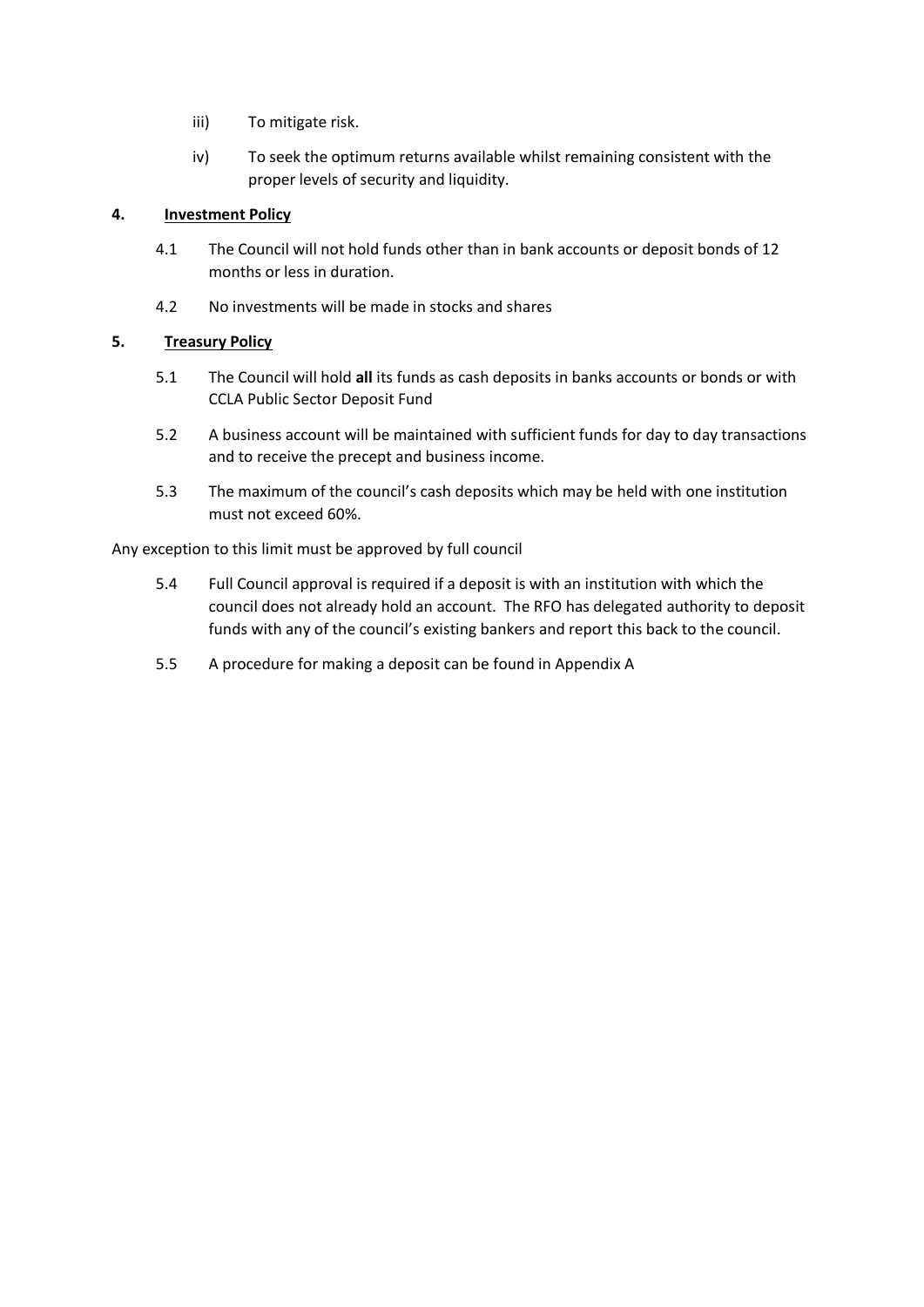iii) To mitigate risk.

iv) To seek the optimum returns available whilst remaining consistent with the proper levels of security and liquidity.

## 4. Investment Policy

4.1 The Council will not hold funds other than in bank accounts or deposit bonds of 12 months or less in duration.

4.2 No investments will be made in stocks and shares

## 5. Treasury Policy

5.1 The Council will hold **all** its funds as cash deposits in banks accounts or bonds or with CCLA Public Sector Deposit Fund

5.2 A business account will be maintained with sufficient funds for day to day transactions and to receive the precept and business income.

5.3 The maximum of the council's cash deposits which may be held with one institution must not exceed 60%.

Any exception to this limit must be approved by full council

5.4 Full Council approval is required if a deposit is with an institution with which the council does not already hold an account. The RFO has delegated authority to deposit funds with any of the council's existing bankers and report this back to the council.

5.5 A procedure for making a deposit can be found in Appendix A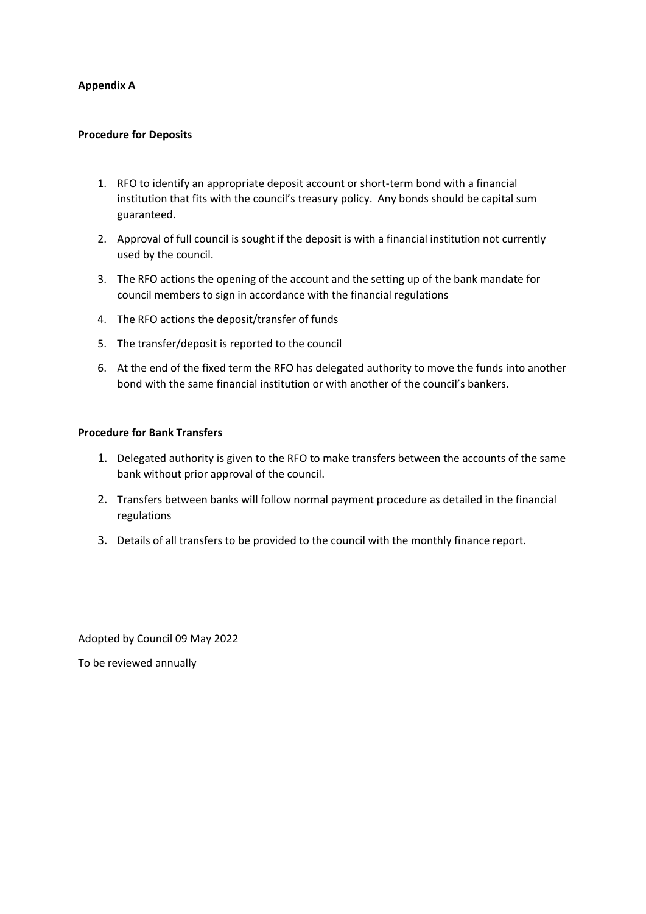**Appendix A**

**Procedure for Deposits**

1. RFO to identify an appropriate deposit account or short-term bond with a financial institution that fits with the council's treasury policy. Any bonds should be capital sum guaranteed.
2. Approval of full council is sought if the deposit is with a financial institution not currently used by the council.
3. The RFO actions the opening of the account and the setting up of the bank mandate for council members to sign in accordance with the financial regulations
4. The RFO actions the deposit/transfer of funds
5. The transfer/deposit is reported to the council
6. At the end of the fixed term the RFO has delegated authority to move the funds into another bond with the same financial institution or with another of the council's bankers.

**Procedure for Bank Transfers**

1. Delegated authority is given to the RFO to make transfers between the accounts of the same bank without prior approval of the council.
2. Transfers between banks will follow normal payment procedure as detailed in the financial regulations
3. Details of all transfers to be provided to the council with the monthly finance report.

Adopted by Council 09 May 2022

To be reviewed annually